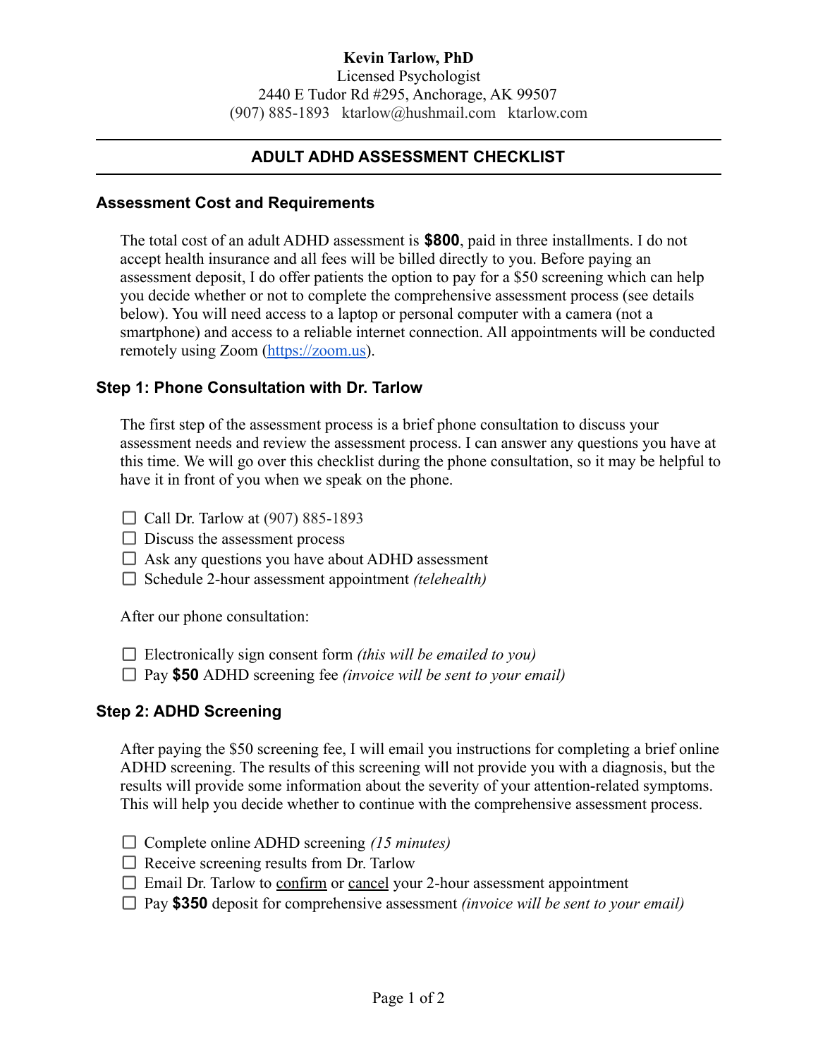**Kevin Tarlow, PhD**
Licensed Psychologist
2440 E Tudor Rd #295, Anchorage, AK 99507
(907) 885-1893   ktarlow@hushmail.com   ktarlow.com

---

# ADULT ADHD ASSESSMENT CHECKLIST

---

## Assessment Cost and Requirements

The total cost of an adult ADHD assessment is **$800**, paid in three installments. I do not accept health insurance and all fees will be billed directly to you. Before paying an assessment deposit, I do offer patients the option to pay for a $50 screening which can help you decide whether or not to complete the comprehensive assessment process (see details below). You will need access to a laptop or personal computer with a camera (not a smartphone) and access to a reliable internet connection. All appointments will be conducted remotely using Zoom ([https://zoom.us](https://zoom.us)).

## Step 1: Phone Consultation with Dr. Tarlow

The first step of the assessment process is a brief phone consultation to discuss your assessment needs and review the assessment process. I can answer any questions you have at this time. We will go over this checklist during the phone consultation, so it may be helpful to have it in front of you when we speak on the phone.

- [ ] Call Dr. Tarlow at (907) 885-1893
- [ ] Discuss the assessment process
- [ ] Ask any questions you have about ADHD assessment
- [ ] Schedule 2-hour assessment appointment *(telehealth)*

After our phone consultation:

- [ ] Electronically sign consent form *(this will be emailed to you)*
- [ ] Pay **$50** ADHD screening fee *(invoice will be sent to your email)*

## Step 2: ADHD Screening

After paying the $50 screening fee, I will email you instructions for completing a brief online ADHD screening. The results of this screening will not provide you with a diagnosis, but the results will provide some information about the severity of your attention-related symptoms. This will help you decide whether to continue with the comprehensive assessment process.

- [ ] Complete online ADHD screening *(15 minutes)*
- [ ] Receive screening results from Dr. Tarlow
- [ ] Email Dr. Tarlow to <u>confirm</u> or <u>cancel</u> your 2-hour assessment appointment
- [ ] Pay **$350** deposit for comprehensive assessment *(invoice will be sent to your email)*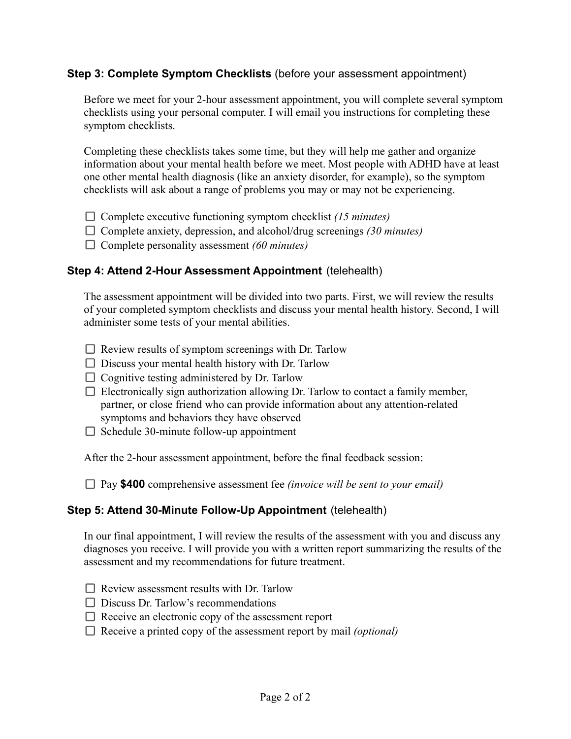### **Step 3: Complete Symptom Checklists** (before your assessment appointment)

Before we meet for your 2-hour assessment appointment, you will complete several symptom checklists using your personal computer. I will email you instructions for completing these symptom checklists.

Completing these checklists takes some time, but they will help me gather and organize information about your mental health before we meet. Most people with ADHD have at least one other mental health diagnosis (like an anxiety disorder, for example), so the symptom checklists will ask about a range of problems you may or may not be experiencing.

- [ ] Complete executive functioning symptom checklist *(15 minutes)*
- [ ] Complete anxiety, depression, and alcohol/drug screenings *(30 minutes)*
- [ ] Complete personality assessment *(60 minutes)*

### **Step 4: Attend 2-Hour Assessment Appointment** (telehealth)

The assessment appointment will be divided into two parts. First, we will review the results of your completed symptom checklists and discuss your mental health history. Second, I will administer some tests of your mental abilities.

- [ ] Review results of symptom screenings with Dr. Tarlow
- [ ] Discuss your mental health history with Dr. Tarlow
- [ ] Cognitive testing administered by Dr. Tarlow
- [ ] Electronically sign authorization allowing Dr. Tarlow to contact a family member, partner, or close friend who can provide information about any attention-related symptoms and behaviors they have observed
- [ ] Schedule 30-minute follow-up appointment

After the 2-hour assessment appointment, before the final feedback session:

- [ ] Pay **$400** comprehensive assessment fee *(invoice will be sent to your email)*

### **Step 5: Attend 30-Minute Follow-Up Appointment** (telehealth)

In our final appointment, I will review the results of the assessment with you and discuss any diagnoses you receive. I will provide you with a written report summarizing the results of the assessment and my recommendations for future treatment.

- [ ] Review assessment results with Dr. Tarlow
- [ ] Discuss Dr. Tarlow's recommendations
- [ ] Receive an electronic copy of the assessment report
- [ ] Receive a printed copy of the assessment report by mail *(optional)*